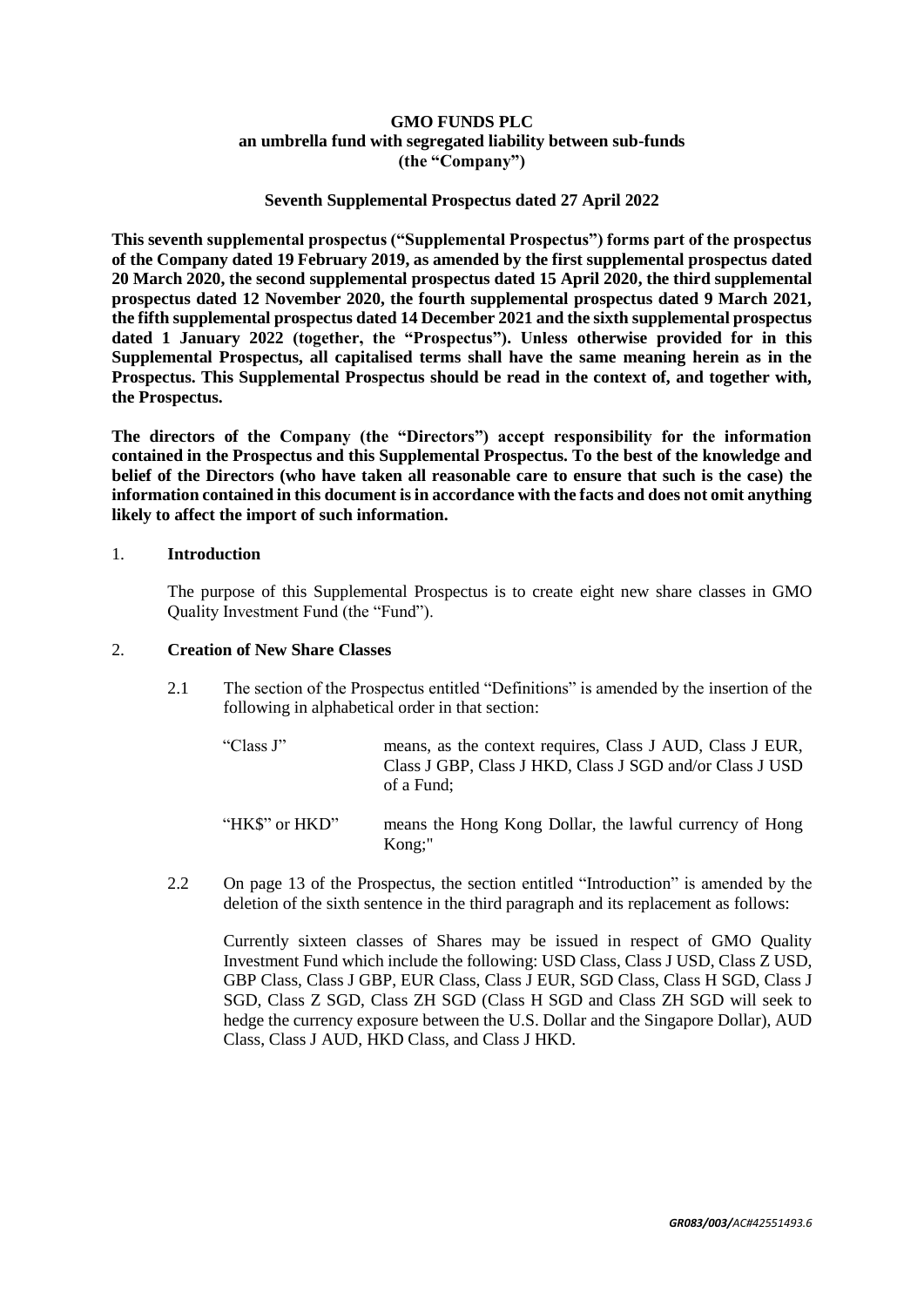**GMO FUNDS PLC**
**an umbrella fund with segregated liability between sub-funds**
**(the "Company")**

**Seventh Supplemental Prospectus dated 27 April 2022**

**This seventh supplemental prospectus ("Supplemental Prospectus") forms part of the prospectus of the Company dated 19 February 2019, as amended by the first supplemental prospectus dated 20 March 2020, the second supplemental prospectus dated 15 April 2020, the third supplemental prospectus dated 12 November 2020, the fourth supplemental prospectus dated 9 March 2021, the fifth supplemental prospectus dated 14 December 2021 and the sixth supplemental prospectus dated 1 January 2022 (together, the "Prospectus"). Unless otherwise provided for in this Supplemental Prospectus, all capitalised terms shall have the same meaning herein as in the Prospectus. This Supplemental Prospectus should be read in the context of, and together with, the Prospectus.**

**The directors of the Company (the "Directors") accept responsibility for the information contained in the Prospectus and this Supplemental Prospectus. To the best of the knowledge and belief of the Directors (who have taken all reasonable care to ensure that such is the case) the information contained in this document is in accordance with the facts and does not omit anything likely to affect the import of such information.**

1. **Introduction**

The purpose of this Supplemental Prospectus is to create eight new share classes in GMO Quality Investment Fund (the "Fund").

2. **Creation of New Share Classes**

2.1 The section of the Prospectus entitled "Definitions" is amended by the insertion of the following in alphabetical order in that section:

"Class J" means, as the context requires, Class J AUD, Class J EUR, Class J GBP, Class J HKD, Class J SGD and/or Class J USD of a Fund;

"HK$" or HKD" means the Hong Kong Dollar, the lawful currency of Hong Kong;"

2.2 On page 13 of the Prospectus, the section entitled "Introduction" is amended by the deletion of the sixth sentence in the third paragraph and its replacement as follows:

Currently sixteen classes of Shares may be issued in respect of GMO Quality Investment Fund which include the following: USD Class, Class J USD, Class Z USD, GBP Class, Class J GBP, EUR Class, Class J EUR, SGD Class, Class H SGD, Class J SGD, Class Z SGD, Class ZH SGD (Class H SGD and Class ZH SGD will seek to hedge the currency exposure between the U.S. Dollar and the Singapore Dollar), AUD Class, Class J AUD, HKD Class, and Class J HKD.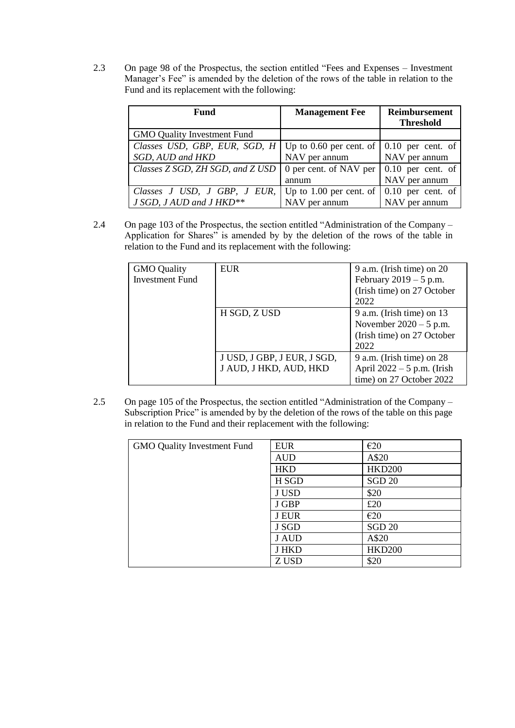2.3 On page 98 of the Prospectus, the section entitled "Fees and Expenses – Investment Manager's Fee" is amended by the deletion of the rows of the table in relation to the Fund and its replacement with the following:

| Fund | Management Fee | Reimbursement Threshold |
|---|---|---|
| GMO Quality Investment Fund | | |
| *Classes USD, GBP, EUR, SGD, H SGD, AUD and HKD* | Up to 0.60 per cent. of NAV per annum | 0.10 per cent. of NAV per annum |
| *Classes Z SGD, ZH SGD, and Z USD* | 0 per cent. of NAV per annum | 0.10 per cent. of NAV per annum |
| *Classes J USD, J GBP, J EUR, J SGD, J AUD and J HKD*** | Up to 1.00 per cent. of NAV per annum | 0.10 per cent. of NAV per annum |

2.4 On page 103 of the Prospectus, the section entitled "Administration of the Company – Application for Shares" is amended by by the deletion of the rows of the table in relation to the Fund and its replacement with the following:

| | | |
|---|---|---|
| GMO Quality Investment Fund | EUR | 9 a.m. (Irish time) on 20 February 2019 – 5 p.m. (Irish time) on 27 October 2022 |
| | H SGD, Z USD | 9 a.m. (Irish time) on 13 November 2020 – 5 p.m. (Irish time) on 27 October 2022 |
| | J USD, J GBP, J EUR, J SGD, J AUD, J HKD, AUD, HKD | 9 a.m. (Irish time) on 28 April 2022 – 5 p.m. (Irish time) on 27 October 2022 |

2.5 On page 105 of the Prospectus, the section entitled "Administration of the Company – Subscription Price" is amended by by the deletion of the rows of the table on this page in relation to the Fund and their replacement with the following:

| | | |
|---|---|---|
| GMO Quality Investment Fund | EUR | €20 |
| | AUD | A$20 |
| | HKD | HKD200 |
| | H SGD | SGD 20 |
| | J USD | $20 |
| | J GBP | £20 |
| | J EUR | €20 |
| | J SGD | SGD 20 |
| | J AUD | A$20 |
| | J HKD | HKD200 |
| | Z USD | $20 |